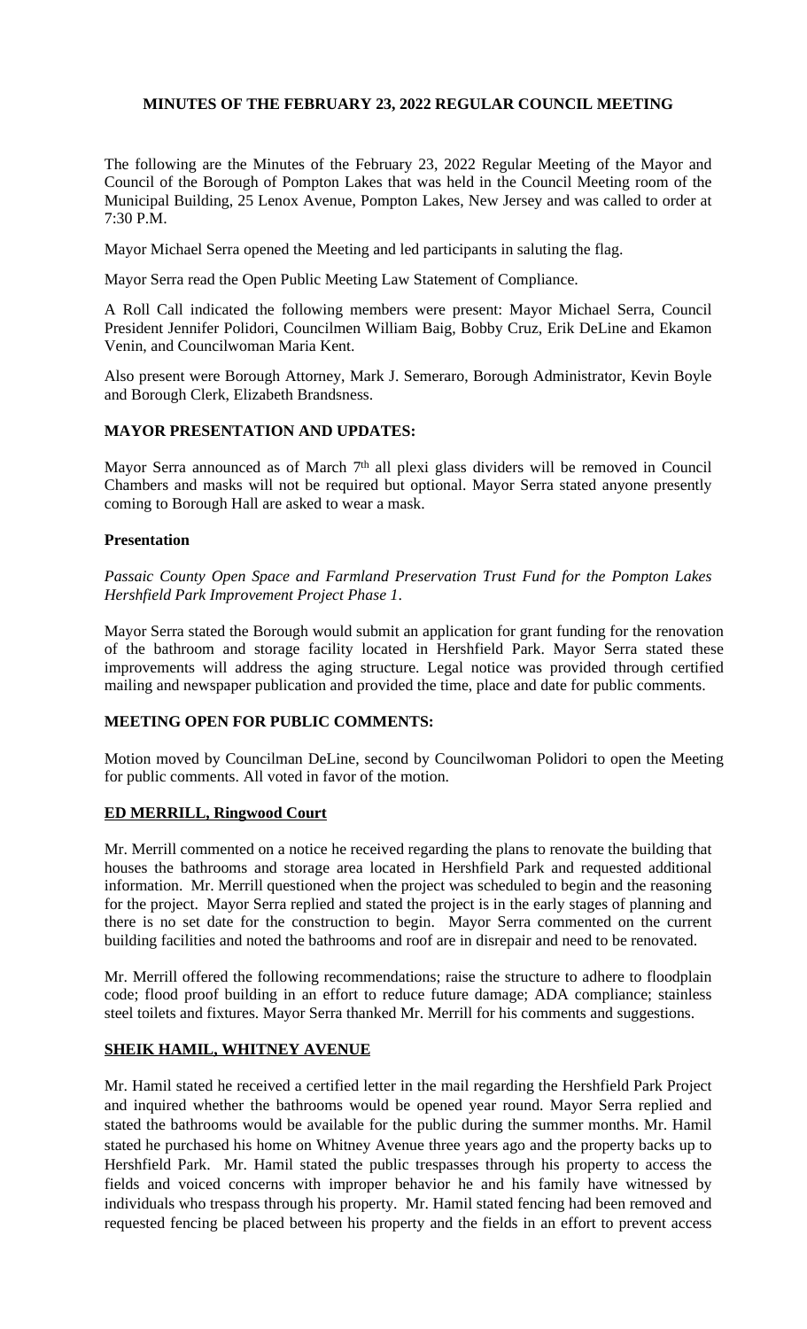**MINUTES OF THE FEBRUARY 23, 2022 REGULAR COUNCIL MEETING**

The following are the Minutes of the February 23, 2022 Regular Meeting of the Mayor and Council of the Borough of Pompton Lakes that was held in the Council Meeting room of the Municipal Building, 25 Lenox Avenue, Pompton Lakes, New Jersey and was called to order at 7:30 P.M.

Mayor Michael Serra opened the Meeting and led participants in saluting the flag.

Mayor Serra read the Open Public Meeting Law Statement of Compliance.

A Roll Call indicated the following members were present: Mayor Michael Serra, Council President Jennifer Polidori, Councilmen William Baig, Bobby Cruz, Erik DeLine and Ekamon Venin, and Councilwoman Maria Kent.

Also present were Borough Attorney, Mark J. Semeraro, Borough Administrator, Kevin Boyle and Borough Clerk, Elizabeth Brandsness.

**MAYOR PRESENTATION AND UPDATES:**

Mayor Serra announced as of March 7th all plexi glass dividers will be removed in Council Chambers and masks will not be required but optional. Mayor Serra stated anyone presently coming to Borough Hall are asked to wear a mask.

**Presentation**

*Passaic County Open Space and Farmland Preservation Trust Fund for the Pompton Lakes Hershfield Park Improvement Project Phase 1.*

Mayor Serra stated the Borough would submit an application for grant funding for the renovation of the bathroom and storage facility located in Hershfield Park. Mayor Serra stated these improvements will address the aging structure. Legal notice was provided through certified mailing and newspaper publication and provided the time, place and date for public comments.

**MEETING OPEN FOR PUBLIC COMMENTS:**

Motion moved by Councilman DeLine, second by Councilwoman Polidori to open the Meeting for public comments. All voted in favor of the motion.

**ED MERRILL, Ringwood Court**

Mr. Merrill commented on a notice he received regarding the plans to renovate the building that houses the bathrooms and storage area located in Hershfield Park and requested additional information. Mr. Merrill questioned when the project was scheduled to begin and the reasoning for the project. Mayor Serra replied and stated the project is in the early stages of planning and there is no set date for the construction to begin. Mayor Serra commented on the current building facilities and noted the bathrooms and roof are in disrepair and need to be renovated.

Mr. Merrill offered the following recommendations; raise the structure to adhere to floodplain code; flood proof building in an effort to reduce future damage; ADA compliance; stainless steel toilets and fixtures. Mayor Serra thanked Mr. Merrill for his comments and suggestions.

**SHEIK HAMIL, WHITNEY AVENUE**

Mr. Hamil stated he received a certified letter in the mail regarding the Hershfield Park Project and inquired whether the bathrooms would be opened year round. Mayor Serra replied and stated the bathrooms would be available for the public during the summer months. Mr. Hamil stated he purchased his home on Whitney Avenue three years ago and the property backs up to Hershfield Park. Mr. Hamil stated the public trespasses through his property to access the fields and voiced concerns with improper behavior he and his family have witnessed by individuals who trespass through his property. Mr. Hamil stated fencing had been removed and requested fencing be placed between his property and the fields in an effort to prevent access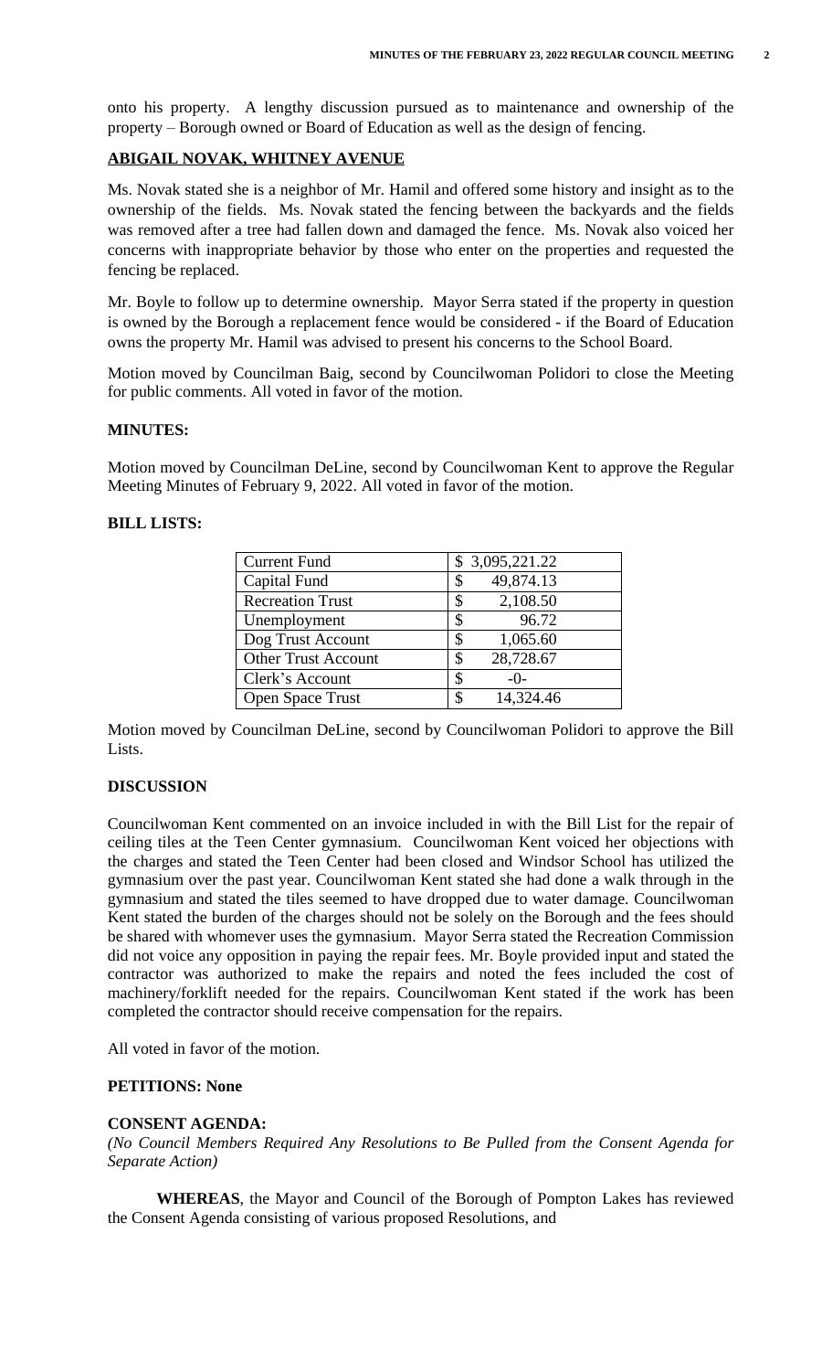onto his property. A lengthy discussion pursued as to maintenance and ownership of the property – Borough owned or Board of Education as well as the design of fencing.

**ABIGAIL NOVAK, WHITNEY AVENUE**

Ms. Novak stated she is a neighbor of Mr. Hamil and offered some history and insight as to the ownership of the fields. Ms. Novak stated the fencing between the backyards and the fields was removed after a tree had fallen down and damaged the fence. Ms. Novak also voiced her concerns with inappropriate behavior by those who enter on the properties and requested the fencing be replaced.

Mr. Boyle to follow up to determine ownership. Mayor Serra stated if the property in question is owned by the Borough a replacement fence would be considered - if the Board of Education owns the property Mr. Hamil was advised to present his concerns to the School Board.

Motion moved by Councilman Baig, second by Councilwoman Polidori to close the Meeting for public comments. All voted in favor of the motion.

**MINUTES:**

Motion moved by Councilman DeLine, second by Councilwoman Kent to approve the Regular Meeting Minutes of February 9, 2022. All voted in favor of the motion.

**BILL LISTS:**

| | |
|---|---|
| Current Fund | $ 3,095,221.22 |
| Capital Fund | $ 49,874.13 |
| Recreation Trust | $ 2,108.50 |
| Unemployment | $ 96.72 |
| Dog Trust Account | $ 1,065.60 |
| Other Trust Account | $ 28,728.67 |
| Clerk's Account | $ -0- |
| Open Space Trust | $ 14,324.46 |

Motion moved by Councilman DeLine, second by Councilwoman Polidori to approve the Bill Lists.

**DISCUSSION**

Councilwoman Kent commented on an invoice included in with the Bill List for the repair of ceiling tiles at the Teen Center gymnasium. Councilwoman Kent voiced her objections with the charges and stated the Teen Center had been closed and Windsor School has utilized the gymnasium over the past year. Councilwoman Kent stated she had done a walk through in the gymnasium and stated the tiles seemed to have dropped due to water damage. Councilwoman Kent stated the burden of the charges should not be solely on the Borough and the fees should be shared with whomever uses the gymnasium. Mayor Serra stated the Recreation Commission did not voice any opposition in paying the repair fees. Mr. Boyle provided input and stated the contractor was authorized to make the repairs and noted the fees included the cost of machinery/forklift needed for the repairs. Councilwoman Kent stated if the work has been completed the contractor should receive compensation for the repairs.

All voted in favor of the motion.

**PETITIONS: None**

**CONSENT AGENDA:**
*(No Council Members Required Any Resolutions to Be Pulled from the Consent Agenda for Separate Action)*

**WHEREAS**, the Mayor and Council of the Borough of Pompton Lakes has reviewed the Consent Agenda consisting of various proposed Resolutions, and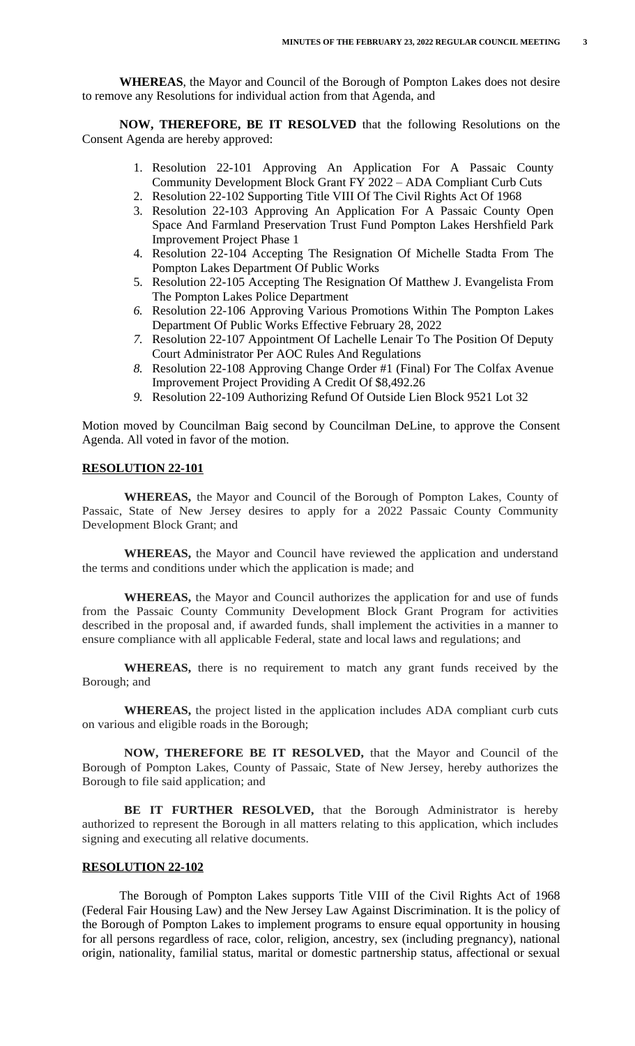**WHEREAS**, the Mayor and Council of the Borough of Pompton Lakes does not desire to remove any Resolutions for individual action from that Agenda, and

**NOW, THEREFORE, BE IT RESOLVED** that the following Resolutions on the Consent Agenda are hereby approved:

1. Resolution 22-101 Approving An Application For A Passaic County Community Development Block Grant FY 2022 – ADA Compliant Curb Cuts
2. Resolution 22-102 Supporting Title VIII Of The Civil Rights Act Of 1968
3. Resolution 22-103 Approving An Application For A Passaic County Open Space And Farmland Preservation Trust Fund Pompton Lakes Hershfield Park Improvement Project Phase 1
4. Resolution 22-104 Accepting The Resignation Of Michelle Stadta From The Pompton Lakes Department Of Public Works
5. Resolution 22-105 Accepting The Resignation Of Matthew J. Evangelista From The Pompton Lakes Police Department
6. Resolution 22-106 Approving Various Promotions Within The Pompton Lakes Department Of Public Works Effective February 28, 2022
7. Resolution 22-107 Appointment Of Lachelle Lenair To The Position Of Deputy Court Administrator Per AOC Rules And Regulations
8. Resolution 22-108 Approving Change Order #1 (Final) For The Colfax Avenue Improvement Project Providing A Credit Of $8,492.26
9. Resolution 22-109 Authorizing Refund Of Outside Lien Block 9521 Lot 32

Motion moved by Councilman Baig second by Councilman DeLine, to approve the Consent Agenda. All voted in favor of the motion.

## RESOLUTION 22-101

**WHEREAS,** the Mayor and Council of the Borough of Pompton Lakes, County of Passaic, State of New Jersey desires to apply for a 2022 Passaic County Community Development Block Grant; and

**WHEREAS,** the Mayor and Council have reviewed the application and understand the terms and conditions under which the application is made; and

**WHEREAS,** the Mayor and Council authorizes the application for and use of funds from the Passaic County Community Development Block Grant Program for activities described in the proposal and, if awarded funds, shall implement the activities in a manner to ensure compliance with all applicable Federal, state and local laws and regulations; and

**WHEREAS,** there is no requirement to match any grant funds received by the Borough; and

**WHEREAS,** the project listed in the application includes ADA compliant curb cuts on various and eligible roads in the Borough;

**NOW, THEREFORE BE IT RESOLVED,** that the Mayor and Council of the Borough of Pompton Lakes, County of Passaic, State of New Jersey, hereby authorizes the Borough to file said application; and

**BE IT FURTHER RESOLVED,** that the Borough Administrator is hereby authorized to represent the Borough in all matters relating to this application, which includes signing and executing all relative documents.

## RESOLUTION 22-102

The Borough of Pompton Lakes supports Title VIII of the Civil Rights Act of 1968 (Federal Fair Housing Law) and the New Jersey Law Against Discrimination. It is the policy of the Borough of Pompton Lakes to implement programs to ensure equal opportunity in housing for all persons regardless of race, color, religion, ancestry, sex (including pregnancy), national origin, nationality, familial status, marital or domestic partnership status, affectional or sexual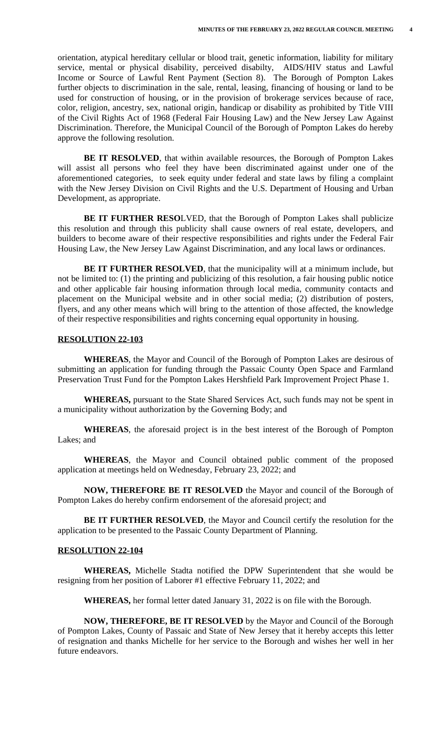orientation, atypical hereditary cellular or blood trait, genetic information, liability for military service, mental or physical disability, perceived disabilty, AIDS/HIV status and Lawful Income or Source of Lawful Rent Payment (Section 8). The Borough of Pompton Lakes further objects to discrimination in the sale, rental, leasing, financing of housing or land to be used for construction of housing, or in the provision of brokerage services because of race, color, religion, ancestry, sex, national origin, handicap or disability as prohibited by Title VIII of the Civil Rights Act of 1968 (Federal Fair Housing Law) and the New Jersey Law Against Discrimination. Therefore, the Municipal Council of the Borough of Pompton Lakes do hereby approve the following resolution.

**BE IT RESOLVED**, that within available resources, the Borough of Pompton Lakes will assist all persons who feel they have been discriminated against under one of the aforementioned categories, to seek equity under federal and state laws by filing a complaint with the New Jersey Division on Civil Rights and the U.S. Department of Housing and Urban Development, as appropriate.

**BE IT FURTHER RESO**LVED, that the Borough of Pompton Lakes shall publicize this resolution and through this publicity shall cause owners of real estate, developers, and builders to become aware of their respective responsibilities and rights under the Federal Fair Housing Law, the New Jersey Law Against Discrimination, and any local laws or ordinances.

**BE IT FURTHER RESOLVED**, that the municipality will at a minimum include, but not be limited to: (1) the printing and publicizing of this resolution, a fair housing public notice and other applicable fair housing information through local media, community contacts and placement on the Municipal website and in other social media; (2) distribution of posters, flyers, and any other means which will bring to the attention of those affected, the knowledge of their respective responsibilities and rights concerning equal opportunity in housing.

**RESOLUTION 22-103**

**WHEREAS**, the Mayor and Council of the Borough of Pompton Lakes are desirous of submitting an application for funding through the Passaic County Open Space and Farmland Preservation Trust Fund for the Pompton Lakes Hershfield Park Improvement Project Phase 1.

**WHEREAS,** pursuant to the State Shared Services Act, such funds may not be spent in a municipality without authorization by the Governing Body; and

**WHEREAS**, the aforesaid project is in the best interest of the Borough of Pompton Lakes; and

**WHEREAS**, the Mayor and Council obtained public comment of the proposed application at meetings held on Wednesday, February 23, 2022; and

**NOW, THEREFORE BE IT RESOLVED** the Mayor and council of the Borough of Pompton Lakes do hereby confirm endorsement of the aforesaid project; and

**BE IT FURTHER RESOLVED**, the Mayor and Council certify the resolution for the application to be presented to the Passaic County Department of Planning.

**RESOLUTION 22-104**

**WHEREAS,** Michelle Stadta notified the DPW Superintendent that she would be resigning from her position of Laborer #1 effective February 11, 2022; and

**WHEREAS,** her formal letter dated January 31, 2022 is on file with the Borough.

**NOW, THEREFORE, BE IT RESOLVED** by the Mayor and Council of the Borough of Pompton Lakes, County of Passaic and State of New Jersey that it hereby accepts this letter of resignation and thanks Michelle for her service to the Borough and wishes her well in her future endeavors.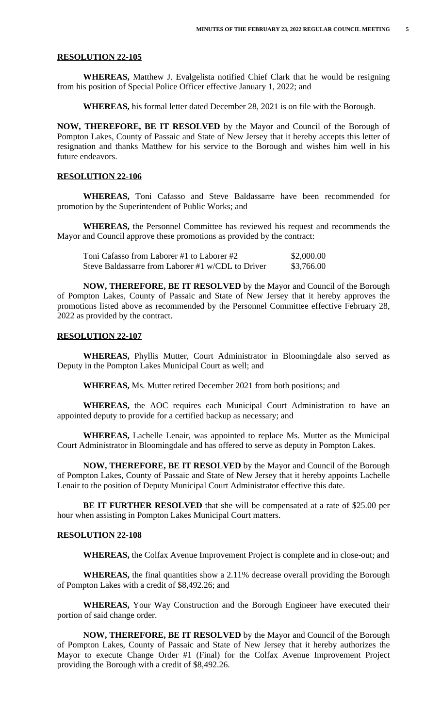**RESOLUTION 22-105**

**WHEREAS,** Matthew J. Evalgelista notified Chief Clark that he would be resigning from his position of Special Police Officer effective January 1, 2022; and

**WHEREAS,** his formal letter dated December 28, 2021 is on file with the Borough.

**NOW, THEREFORE, BE IT RESOLVED** by the Mayor and Council of the Borough of Pompton Lakes, County of Passaic and State of New Jersey that it hereby accepts this letter of resignation and thanks Matthew for his service to the Borough and wishes him well in his future endeavors.

**RESOLUTION 22-106**

**WHEREAS,** Toni Cafasso and Steve Baldassarre have been recommended for promotion by the Superintendent of Public Works; and

**WHEREAS,** the Personnel Committee has reviewed his request and recommends the Mayor and Council approve these promotions as provided by the contract:

| | |
|---|---|
| Toni Cafasso from Laborer #1 to Laborer #2 | \$2,000.00 |
| Steve Baldassarre from Laborer #1 w/CDL to Driver | \$3,766.00 |

**NOW, THEREFORE, BE IT RESOLVED** by the Mayor and Council of the Borough of Pompton Lakes, County of Passaic and State of New Jersey that it hereby approves the promotions listed above as recommended by the Personnel Committee effective February 28, 2022 as provided by the contract.

**RESOLUTION 22-107**

**WHEREAS,** Phyllis Mutter, Court Administrator in Bloomingdale also served as Deputy in the Pompton Lakes Municipal Court as well; and

**WHEREAS,** Ms. Mutter retired December 2021 from both positions; and

**WHEREAS,** the AOC requires each Municipal Court Administration to have an appointed deputy to provide for a certified backup as necessary; and

**WHEREAS,** Lachelle Lenair, was appointed to replace Ms. Mutter as the Municipal Court Administrator in Bloomingdale and has offered to serve as deputy in Pompton Lakes.

**NOW, THEREFORE, BE IT RESOLVED** by the Mayor and Council of the Borough of Pompton Lakes, County of Passaic and State of New Jersey that it hereby appoints Lachelle Lenair to the position of Deputy Municipal Court Administrator effective this date.

**BE IT FURTHER RESOLVED** that she will be compensated at a rate of \$25.00 per hour when assisting in Pompton Lakes Municipal Court matters.

**RESOLUTION 22-108**

**WHEREAS,** the Colfax Avenue Improvement Project is complete and in close-out; and

**WHEREAS,** the final quantities show a 2.11% decrease overall providing the Borough of Pompton Lakes with a credit of \$8,492.26; and

**WHEREAS,** Your Way Construction and the Borough Engineer have executed their portion of said change order.

**NOW, THEREFORE, BE IT RESOLVED** by the Mayor and Council of the Borough of Pompton Lakes, County of Passaic and State of New Jersey that it hereby authorizes the Mayor to execute Change Order #1 (Final) for the Colfax Avenue Improvement Project providing the Borough with a credit of \$8,492.26.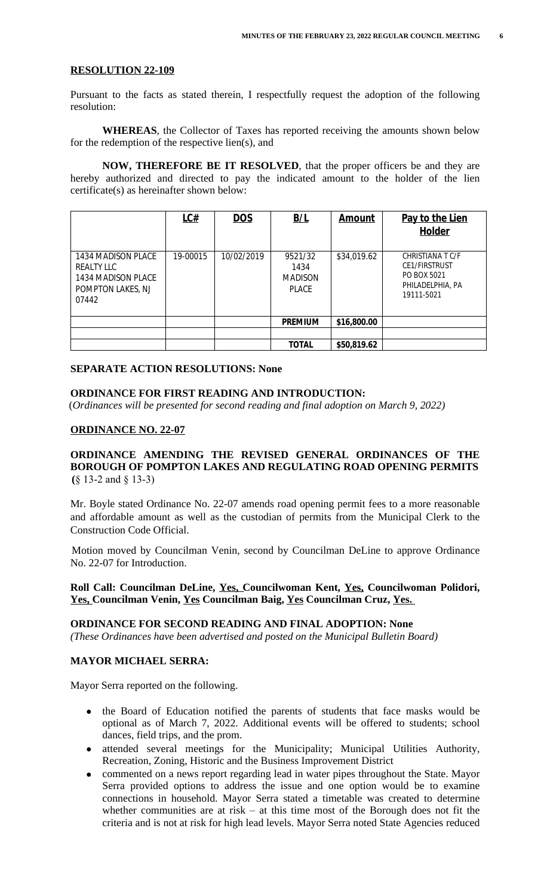## **RESOLUTION 22-109**

Pursuant to the facts as stated therein, I respectfully request the adoption of the following resolution:

**WHEREAS**, the Collector of Taxes has reported receiving the amounts shown below for the redemption of the respective lien(s), and

**NOW, THEREFORE BE IT RESOLVED**, that the proper officers be and they are hereby authorized and directed to pay the indicated amount to the holder of the lien certificate(s) as hereinafter shown below:

| | LC# | DOS | B/L | Amount | Pay to the Lien Holder |
|---|---|---|---|---|---|
| 1434 MADISON PLACE REALTY LLC 1434 MADISON PLACE POMPTON LAKES, NJ 07442 | 19-00015 | 10/02/2019 | 9521/32 1434 MADISON PLACE | $34,019.62 | CHRISTIANA T C/F CE1/FIRSTRUST PO BOX 5021 PHILADELPHIA, PA 19111-5021 |
| | | | PREMIUM | $16,800.00 | |
| | | | | | |
| | | | TOTAL | $50,819.62 | |

**SEPARATE ACTION RESOLUTIONS: None**

**ORDINANCE FOR FIRST READING AND INTRODUCTION:**
(*Ordinances will be presented for second reading and final adoption on March 9, 2022)*

## **ORDINANCE NO. 22-07**

**ORDINANCE AMENDING THE REVISED GENERAL ORDINANCES OF THE BOROUGH OF POMPTON LAKES AND REGULATING ROAD OPENING PERMITS (**§ 13-2 and § 13-3)

Mr. Boyle stated Ordinance No. 22-07 amends road opening permit fees to a more reasonable and affordable amount as well as the custodian of permits from the Municipal Clerk to the Construction Code Official.

Motion moved by Councilman Venin, second by Councilman DeLine to approve Ordinance No. 22-07 for Introduction.

**Roll Call: Councilman DeLine, Yes, Councilwoman Kent, Yes, Councilwoman Polidori, Yes, Councilman Venin, Yes Councilman Baig, Yes Councilman Cruz, Yes.**

**ORDINANCE FOR SECOND READING AND FINAL ADOPTION: None**
*(These Ordinances have been advertised and posted on the Municipal Bulletin Board)*

**MAYOR MICHAEL SERRA:**

Mayor Serra reported on the following.

- the Board of Education notified the parents of students that face masks would be optional as of March 7, 2022. Additional events will be offered to students; school dances, field trips, and the prom.
- attended several meetings for the Municipality; Municipal Utilities Authority, Recreation, Zoning, Historic and the Business Improvement District
- commented on a news report regarding lead in water pipes throughout the State. Mayor Serra provided options to address the issue and one option would be to examine connections in household. Mayor Serra stated a timetable was created to determine whether communities are at risk – at this time most of the Borough does not fit the criteria and is not at risk for high lead levels. Mayor Serra noted State Agencies reduced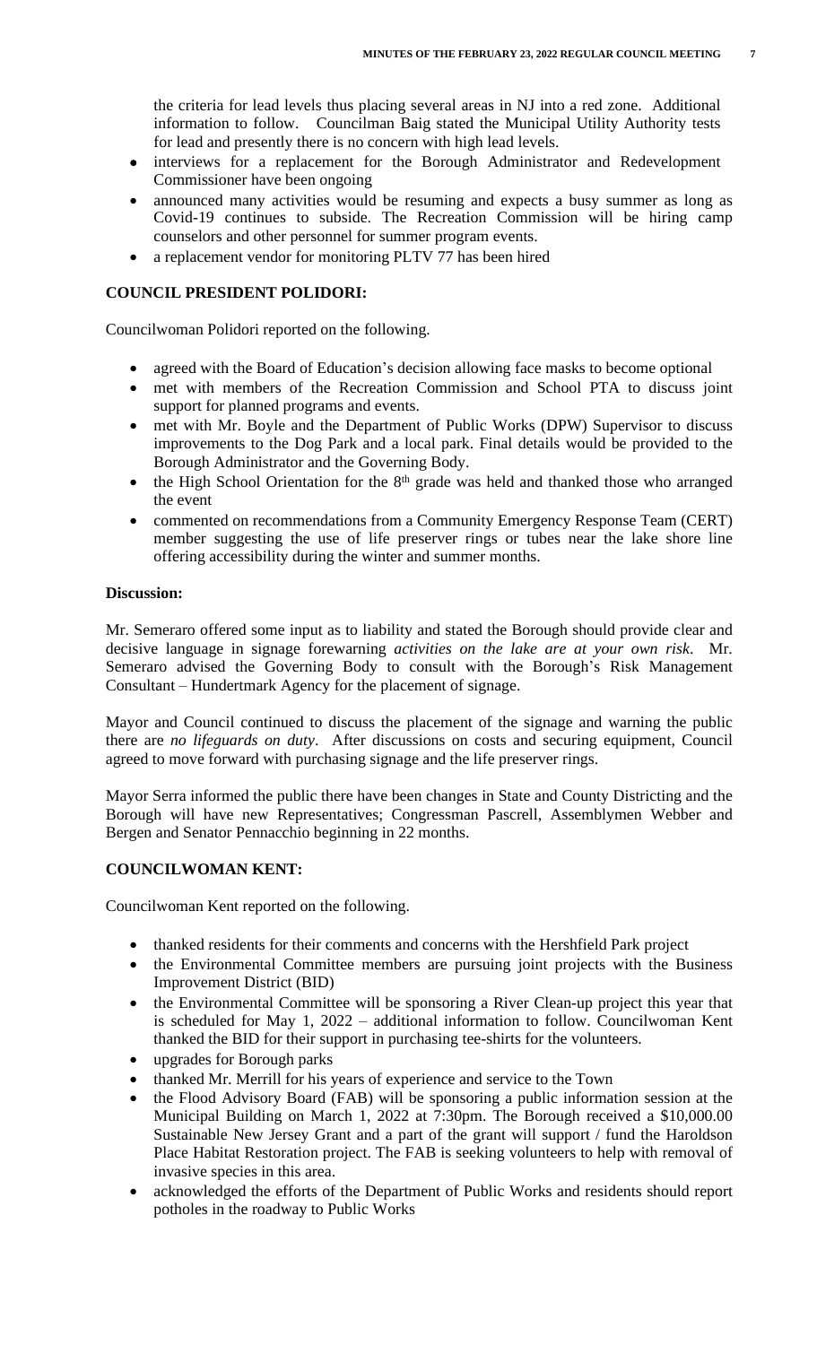the criteria for lead levels thus placing several areas in NJ into a red zone. Additional information to follow. Councilman Baig stated the Municipal Utility Authority tests for lead and presently there is no concern with high lead levels.

- interviews for a replacement for the Borough Administrator and Redevelopment Commissioner have been ongoing
- announced many activities would be resuming and expects a busy summer as long as Covid-19 continues to subside. The Recreation Commission will be hiring camp counselors and other personnel for summer program events.
- a replacement vendor for monitoring PLTV 77 has been hired

**COUNCIL PRESIDENT POLIDORI:**

Councilwoman Polidori reported on the following.

- agreed with the Board of Education's decision allowing face masks to become optional
- met with members of the Recreation Commission and School PTA to discuss joint support for planned programs and events.
- met with Mr. Boyle and the Department of Public Works (DPW) Supervisor to discuss improvements to the Dog Park and a local park. Final details would be provided to the Borough Administrator and the Governing Body.
- the High School Orientation for the 8th grade was held and thanked those who arranged the event
- commented on recommendations from a Community Emergency Response Team (CERT) member suggesting the use of life preserver rings or tubes near the lake shore line offering accessibility during the winter and summer months.

**Discussion:**

Mr. Semeraro offered some input as to liability and stated the Borough should provide clear and decisive language in signage forewarning *activities on the lake are at your own risk*. Mr. Semeraro advised the Governing Body to consult with the Borough's Risk Management Consultant – Hundertmark Agency for the placement of signage.

Mayor and Council continued to discuss the placement of the signage and warning the public there are *no lifeguards on duty*. After discussions on costs and securing equipment, Council agreed to move forward with purchasing signage and the life preserver rings.

Mayor Serra informed the public there have been changes in State and County Districting and the Borough will have new Representatives; Congressman Pascrell, Assemblymen Webber and Bergen and Senator Pennacchio beginning in 22 months.

**COUNCILWOMAN KENT:**

Councilwoman Kent reported on the following.

- thanked residents for their comments and concerns with the Hershfield Park project
- the Environmental Committee members are pursuing joint projects with the Business Improvement District (BID)
- the Environmental Committee will be sponsoring a River Clean-up project this year that is scheduled for May 1, 2022 – additional information to follow. Councilwoman Kent thanked the BID for their support in purchasing tee-shirts for the volunteers.
- upgrades for Borough parks
- thanked Mr. Merrill for his years of experience and service to the Town
- the Flood Advisory Board (FAB) will be sponsoring a public information session at the Municipal Building on March 1, 2022 at 7:30pm. The Borough received a $10,000.00 Sustainable New Jersey Grant and a part of the grant will support / fund the Haroldson Place Habitat Restoration project. The FAB is seeking volunteers to help with removal of invasive species in this area.
- acknowledged the efforts of the Department of Public Works and residents should report potholes in the roadway to Public Works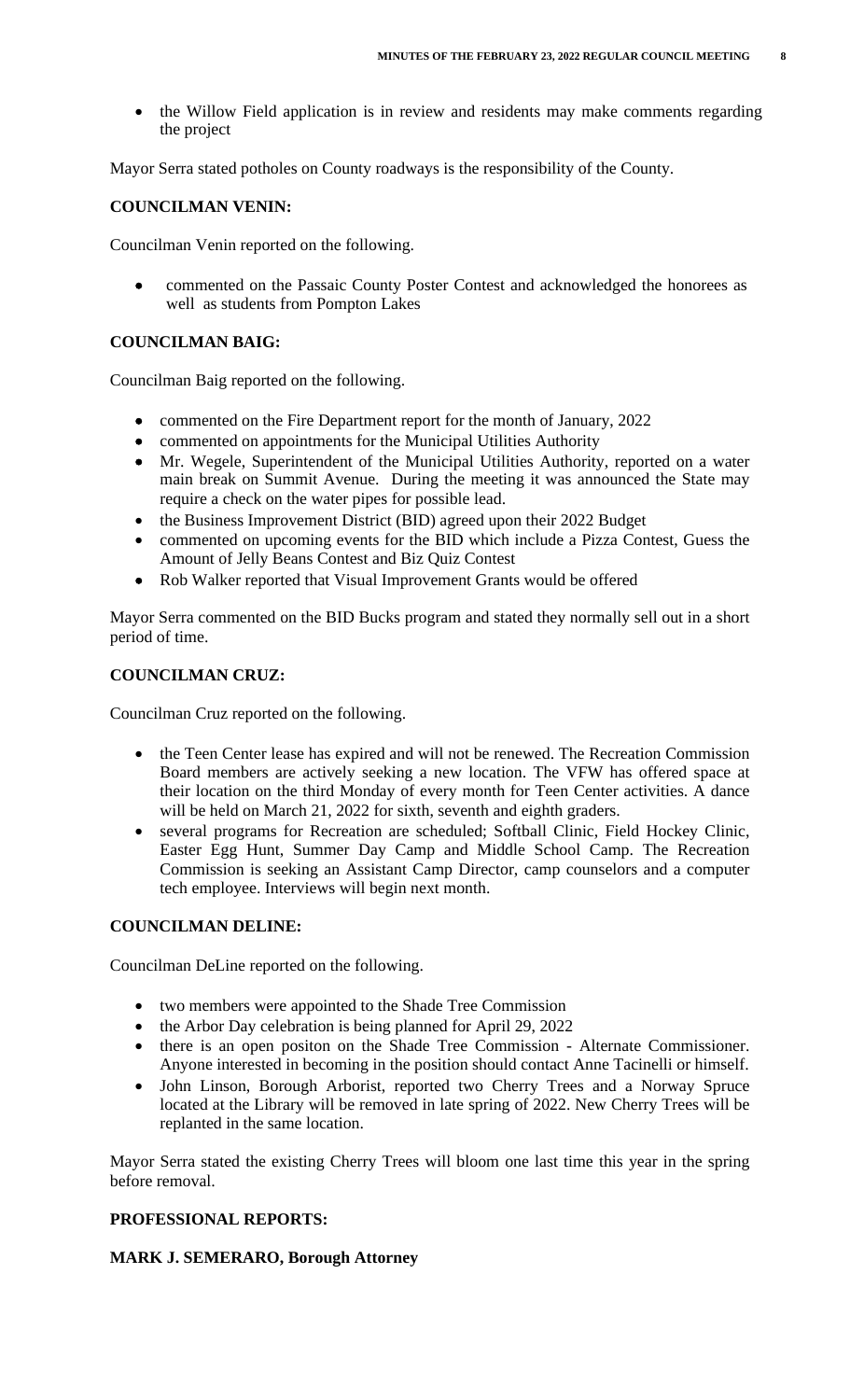- the Willow Field application is in review and residents may make comments regarding the project

Mayor Serra stated potholes on County roadways is the responsibility of the County.

**COUNCILMAN VENIN:**

Councilman Venin reported on the following.

- commented on the Passaic County Poster Contest and acknowledged the honorees as well as students from Pompton Lakes

**COUNCILMAN BAIG:**

Councilman Baig reported on the following.

- commented on the Fire Department report for the month of January, 2022
- commented on appointments for the Municipal Utilities Authority
- Mr. Wegele, Superintendent of the Municipal Utilities Authority, reported on a water main break on Summit Avenue. During the meeting it was announced the State may require a check on the water pipes for possible lead.
- the Business Improvement District (BID) agreed upon their 2022 Budget
- commented on upcoming events for the BID which include a Pizza Contest, Guess the Amount of Jelly Beans Contest and Biz Quiz Contest
- Rob Walker reported that Visual Improvement Grants would be offered

Mayor Serra commented on the BID Bucks program and stated they normally sell out in a short period of time.

**COUNCILMAN CRUZ:**

Councilman Cruz reported on the following.

- the Teen Center lease has expired and will not be renewed. The Recreation Commission Board members are actively seeking a new location. The VFW has offered space at their location on the third Monday of every month for Teen Center activities. A dance will be held on March 21, 2022 for sixth, seventh and eighth graders.
- several programs for Recreation are scheduled; Softball Clinic, Field Hockey Clinic, Easter Egg Hunt, Summer Day Camp and Middle School Camp. The Recreation Commission is seeking an Assistant Camp Director, camp counselors and a computer tech employee. Interviews will begin next month.

**COUNCILMAN DELINE:**

Councilman DeLine reported on the following.

- two members were appointed to the Shade Tree Commission
- the Arbor Day celebration is being planned for April 29, 2022
- there is an open positon on the Shade Tree Commission - Alternate Commissioner. Anyone interested in becoming in the position should contact Anne Tacinelli or himself.
- John Linson, Borough Arborist, reported two Cherry Trees and a Norway Spruce located at the Library will be removed in late spring of 2022. New Cherry Trees will be replanted in the same location.

Mayor Serra stated the existing Cherry Trees will bloom one last time this year in the spring before removal.

**PROFESSIONAL REPORTS:**

**MARK J. SEMERARO, Borough Attorney**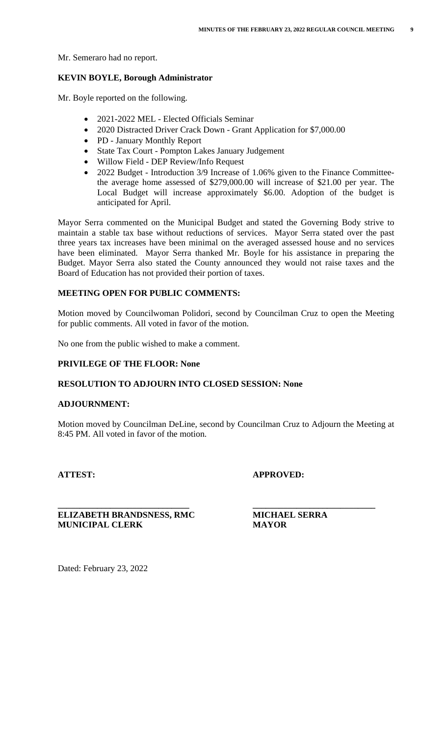Mr. Semeraro had no report.

**KEVIN BOYLE, Borough Administrator**

Mr. Boyle reported on the following.

- 2021-2022 MEL - Elected Officials Seminar
- 2020 Distracted Driver Crack Down - Grant Application for $7,000.00
- PD - January Monthly Report
- State Tax Court - Pompton Lakes January Judgement
- Willow Field - DEP Review/Info Request
- 2022 Budget - Introduction 3/9 Increase of 1.06% given to the Finance Committee-the average home assessed of $279,000.00 will increase of $21.00 per year. The Local Budget will increase approximately $6.00. Adoption of the budget is anticipated for April.

Mayor Serra commented on the Municipal Budget and stated the Governing Body strive to maintain a stable tax base without reductions of services. Mayor Serra stated over the past three years tax increases have been minimal on the averaged assessed house and no services have been eliminated. Mayor Serra thanked Mr. Boyle for his assistance in preparing the Budget. Mayor Serra also stated the County announced they would not raise taxes and the Board of Education has not provided their portion of taxes.

**MEETING OPEN FOR PUBLIC COMMENTS:**

Motion moved by Councilwoman Polidori, second by Councilman Cruz to open the Meeting for public comments. All voted in favor of the motion.

No one from the public wished to make a comment.

**PRIVILEGE OF THE FLOOR: None**

**RESOLUTION TO ADJOURN INTO CLOSED SESSION: None**

**ADJOURNMENT:**

Motion moved by Councilman DeLine, second by Councilman Cruz to Adjourn the Meeting at 8:45 PM. All voted in favor of the motion.

**ATTEST:** **APPROVED:**

______________________________ ______________________________

**ELIZABETH BRANDSNESS, RMC** **MICHAEL SERRA**
**MUNICIPAL CLERK** **MAYOR**

Dated: February 23, 2022